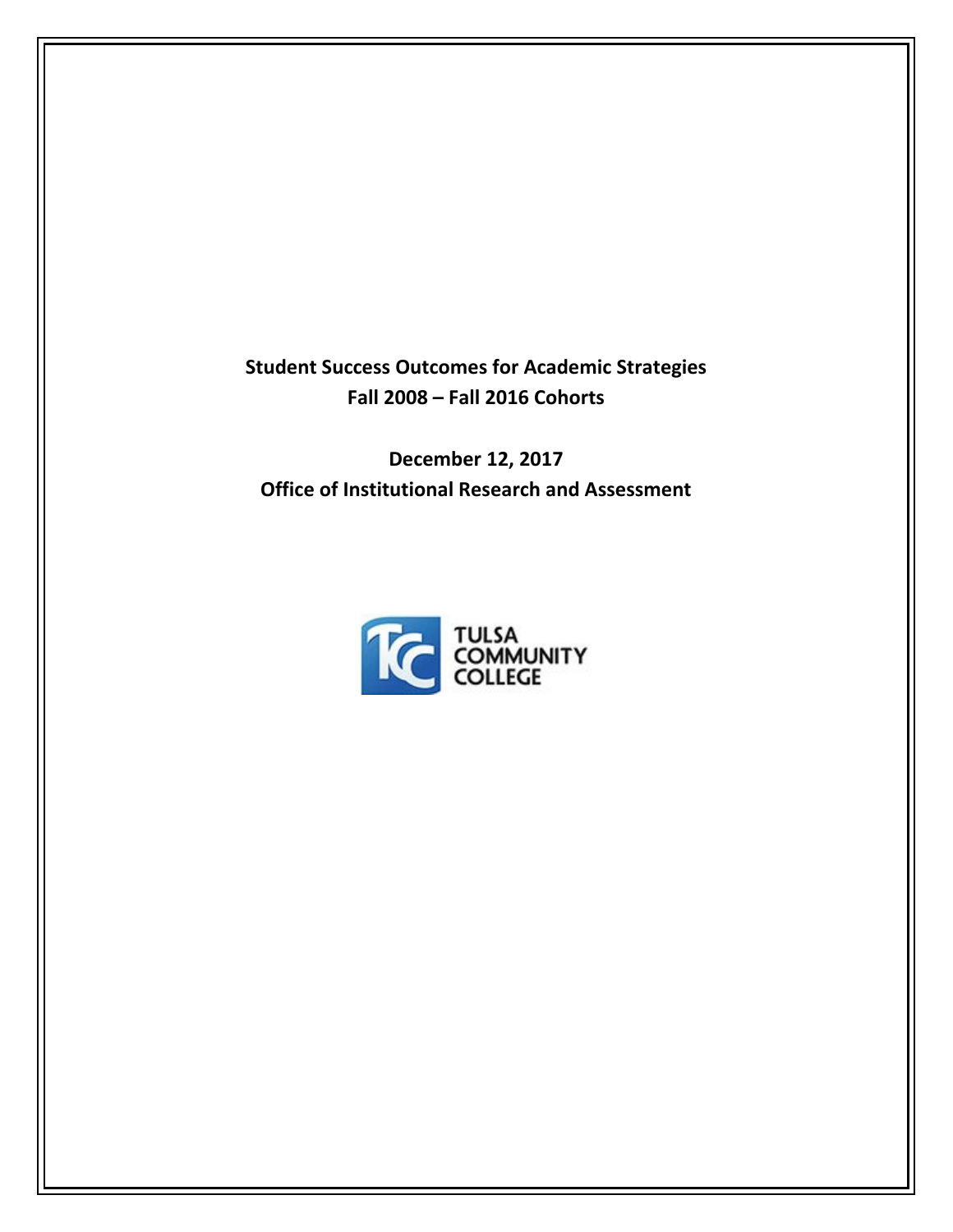# Student Success Outcomes for Academic Strategies
## Fall 2008 – Fall 2016 Cohorts

**December 12, 2017**
**Office of Institutional Research and Assessment**

TULSA COMMUNITY COLLEGE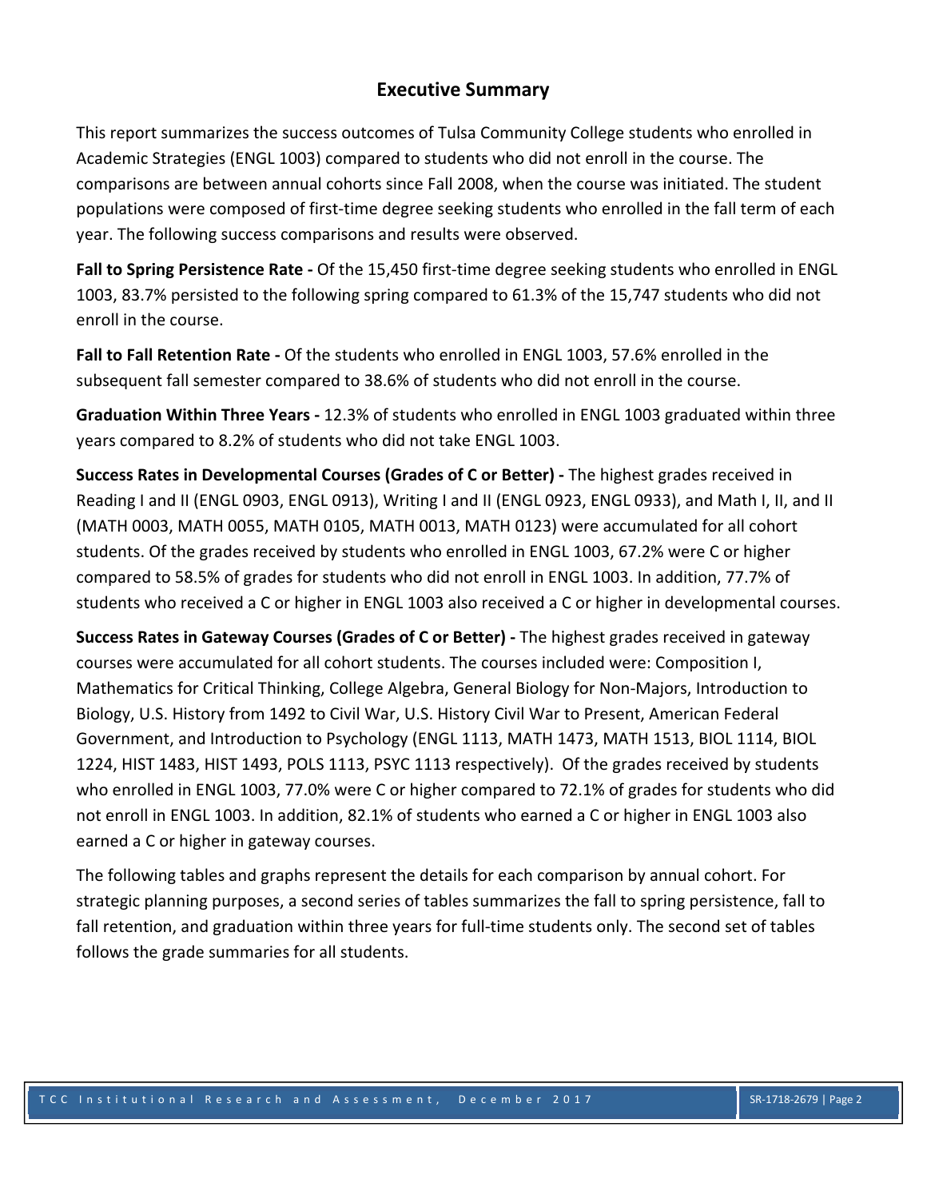## Executive Summary

This report summarizes the success outcomes of Tulsa Community College students who enrolled in Academic Strategies (ENGL 1003) compared to students who did not enroll in the course. The comparisons are between annual cohorts since Fall 2008, when the course was initiated. The student populations were composed of first-time degree seeking students who enrolled in the fall term of each year. The following success comparisons and results were observed.

**Fall to Spring Persistence Rate -** Of the 15,450 first-time degree seeking students who enrolled in ENGL 1003, 83.7% persisted to the following spring compared to 61.3% of the 15,747 students who did not enroll in the course.

**Fall to Fall Retention Rate -** Of the students who enrolled in ENGL 1003, 57.6% enrolled in the subsequent fall semester compared to 38.6% of students who did not enroll in the course.

**Graduation Within Three Years -** 12.3% of students who enrolled in ENGL 1003 graduated within three years compared to 8.2% of students who did not take ENGL 1003.

**Success Rates in Developmental Courses (Grades of C or Better) -** The highest grades received in Reading I and II (ENGL 0903, ENGL 0913), Writing I and II (ENGL 0923, ENGL 0933), and Math I, II, and II (MATH 0003, MATH 0055, MATH 0105, MATH 0013, MATH 0123) were accumulated for all cohort students. Of the grades received by students who enrolled in ENGL 1003, 67.2% were C or higher compared to 58.5% of grades for students who did not enroll in ENGL 1003. In addition, 77.7% of students who received a C or higher in ENGL 1003 also received a C or higher in developmental courses.

**Success Rates in Gateway Courses (Grades of C or Better) -** The highest grades received in gateway courses were accumulated for all cohort students. The courses included were: Composition I, Mathematics for Critical Thinking, College Algebra, General Biology for Non-Majors, Introduction to Biology, U.S. History from 1492 to Civil War, U.S. History Civil War to Present, American Federal Government, and Introduction to Psychology (ENGL 1113, MATH 1473, MATH 1513, BIOL 1114, BIOL 1224, HIST 1483, HIST 1493, POLS 1113, PSYC 1113 respectively). Of the grades received by students who enrolled in ENGL 1003, 77.0% were C or higher compared to 72.1% of grades for students who did not enroll in ENGL 1003. In addition, 82.1% of students who earned a C or higher in ENGL 1003 also earned a C or higher in gateway courses.

The following tables and graphs represent the details for each comparison by annual cohort. For strategic planning purposes, a second series of tables summarizes the fall to spring persistence, fall to fall retention, and graduation within three years for full-time students only. The second set of tables follows the grade summaries for all students.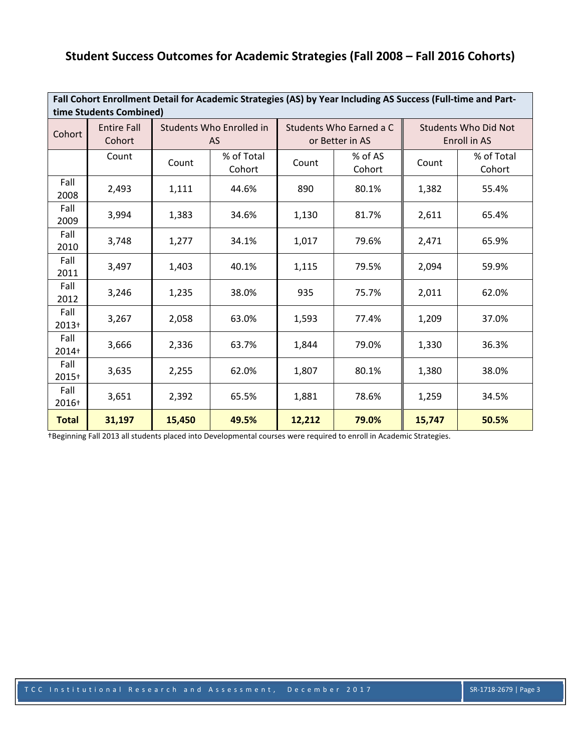# Student Success Outcomes for Academic Strategies (Fall 2008 – Fall 2016 Cohorts)

| **Fall Cohort Enrollment Detail for Academic Strategies (AS) by Year Including AS Success (Full-time and Part-time Students Combined)** | | | | | | | |
|---|---|---|---|---|---|---|---|
| Cohort | Entire Fall Cohort | Students Who Enrolled in AS | | Students Who Earned a C or Better in AS | | Students Who Did Not Enroll in AS | |
| | Count | Count | % of Total Cohort | Count | % of AS Cohort | Count | % of Total Cohort |
| Fall 2008 | 2,493 | 1,111 | 44.6% | 890 | 80.1% | 1,382 | 55.4% |
| Fall 2009 | 3,994 | 1,383 | 34.6% | 1,130 | 81.7% | 2,611 | 65.4% |
| Fall 2010 | 3,748 | 1,277 | 34.1% | 1,017 | 79.6% | 2,471 | 65.9% |
| Fall 2011 | 3,497 | 1,403 | 40.1% | 1,115 | 79.5% | 2,094 | 59.9% |
| Fall 2012 | 3,246 | 1,235 | 38.0% | 935 | 75.7% | 2,011 | 62.0% |
| Fall 2013† | 3,267 | 2,058 | 63.0% | 1,593 | 77.4% | 1,209 | 37.0% |
| Fall 2014† | 3,666 | 2,336 | 63.7% | 1,844 | 79.0% | 1,330 | 36.3% |
| Fall 2015† | 3,635 | 2,255 | 62.0% | 1,807 | 80.1% | 1,380 | 38.0% |
| Fall 2016† | 3,651 | 2,392 | 65.5% | 1,881 | 78.6% | 1,259 | 34.5% |
| **Total** | **31,197** | **15,450** | **49.5%** | **12,212** | **79.0%** | **15,747** | **50.5%** |

†Beginning Fall 2013 all students placed into Developmental courses were required to enroll in Academic Strategies.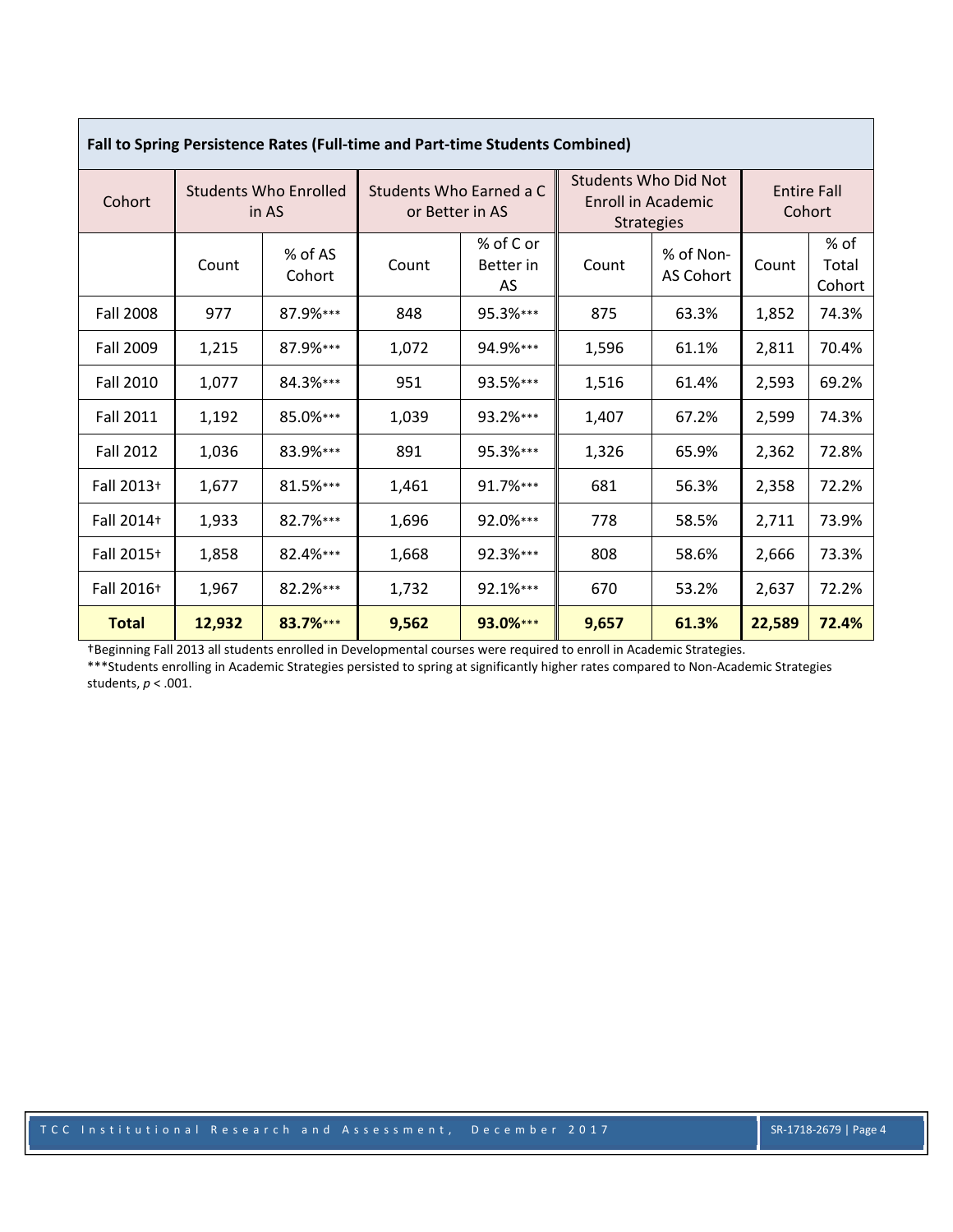**Fall to Spring Persistence Rates (Full-time and Part-time Students Combined)**

| Cohort | Students Who Enrolled in AS | | Students Who Earned a C or Better in AS | | Students Who Did Not Enroll in Academic Strategies | | Entire Fall Cohort | |
|---|---|---|---|---|---|---|---|---|
| | Count | % of AS Cohort | Count | % of C or Better in AS | Count | % of Non-AS Cohort | Count | % of Total Cohort |
| Fall 2008 | 977 | 87.9%*** | 848 | 95.3%*** | 875 | 63.3% | 1,852 | 74.3% |
| Fall 2009 | 1,215 | 87.9%*** | 1,072 | 94.9%*** | 1,596 | 61.1% | 2,811 | 70.4% |
| Fall 2010 | 1,077 | 84.3%*** | 951 | 93.5%*** | 1,516 | 61.4% | 2,593 | 69.2% |
| Fall 2011 | 1,192 | 85.0%*** | 1,039 | 93.2%*** | 1,407 | 67.2% | 2,599 | 74.3% |
| Fall 2012 | 1,036 | 83.9%*** | 891 | 95.3%*** | 1,326 | 65.9% | 2,362 | 72.8% |
| Fall 2013† | 1,677 | 81.5%*** | 1,461 | 91.7%*** | 681 | 56.3% | 2,358 | 72.2% |
| Fall 2014† | 1,933 | 82.7%*** | 1,696 | 92.0%*** | 778 | 58.5% | 2,711 | 73.9% |
| Fall 2015† | 1,858 | 82.4%*** | 1,668 | 92.3%*** | 808 | 58.6% | 2,666 | 73.3% |
| Fall 2016† | 1,967 | 82.2%*** | 1,732 | 92.1%*** | 670 | 53.2% | 2,637 | 72.2% |
| **Total** | **12,932** | **83.7%*** | **9,562** | **93.0%*** | **9,657** | **61.3%** | **22,589** | **72.4%** |

†Beginning Fall 2013 all students enrolled in Developmental courses were required to enroll in Academic Strategies.

***Students enrolling in Academic Strategies persisted to spring at significantly higher rates compared to Non-Academic Strategies students, $p < .001$.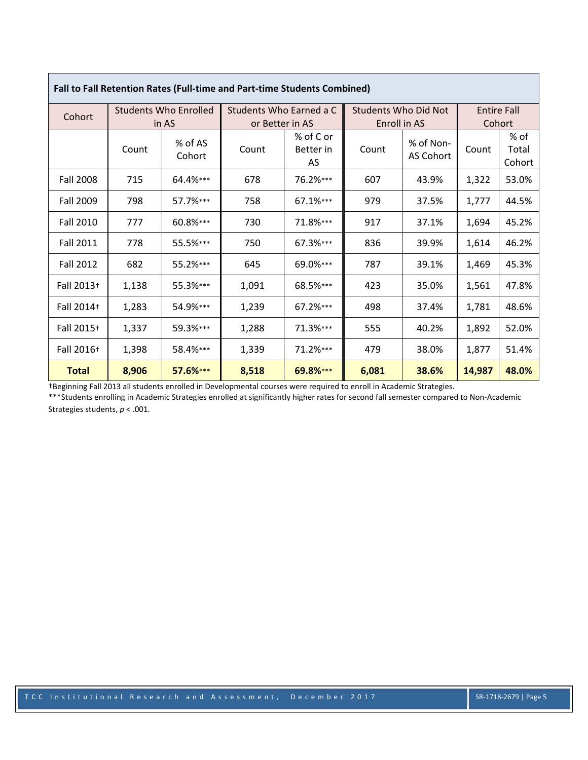**Fall to Fall Retention Rates (Full-time and Part-time Students Combined)**

| Cohort | Students Who Enrolled in AS | | Students Who Earned a C or Better in AS | | Students Who Did Not Enroll in AS | | Entire Fall Cohort | |
|---|---|---|---|---|---|---|---|---|
| | Count | % of AS Cohort | Count | % of C or Better in AS | Count | % of Non-AS Cohort | Count | % of Total Cohort |
| Fall 2008 | 715 | 64.4%*** | 678 | 76.2%*** | 607 | 43.9% | 1,322 | 53.0% |
| Fall 2009 | 798 | 57.7%*** | 758 | 67.1%*** | 979 | 37.5% | 1,777 | 44.5% |
| Fall 2010 | 777 | 60.8%*** | 730 | 71.8%*** | 917 | 37.1% | 1,694 | 45.2% |
| Fall 2011 | 778 | 55.5%*** | 750 | 67.3%*** | 836 | 39.9% | 1,614 | 46.2% |
| Fall 2012 | 682 | 55.2%*** | 645 | 69.0%*** | 787 | 39.1% | 1,469 | 45.3% |
| Fall 2013† | 1,138 | 55.3%*** | 1,091 | 68.5%*** | 423 | 35.0% | 1,561 | 47.8% |
| Fall 2014† | 1,283 | 54.9%*** | 1,239 | 67.2%*** | 498 | 37.4% | 1,781 | 48.6% |
| Fall 2015† | 1,337 | 59.3%*** | 1,288 | 71.3%*** | 555 | 40.2% | 1,892 | 52.0% |
| Fall 2016† | 1,398 | 58.4%*** | 1,339 | 71.2%*** | 479 | 38.0% | 1,877 | 51.4% |
| **Total** | **8,906** | **57.6%*** | **8,518** | **69.8%*** | **6,081** | **38.6%** | **14,987** | **48.0%** |

†Beginning Fall 2013 all students enrolled in Developmental courses were required to enroll in Academic Strategies.

***Students enrolling in Academic Strategies enrolled at significantly higher rates for second fall semester compared to Non-Academic Strategies students, $p < .001$.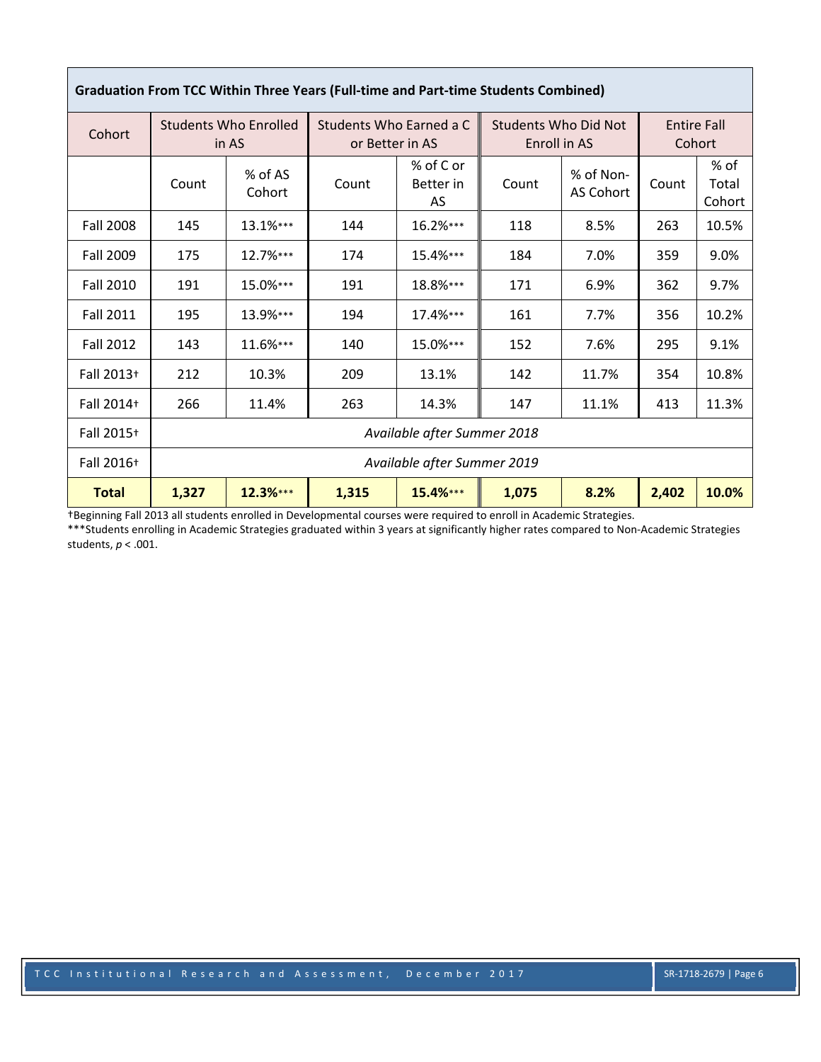| Graduation From TCC Within Three Years (Full-time and Part-time Students Combined) | | | | | | | | |
|---|---|---|---|---|---|---|---|---|
| Cohort | Students Who Enrolled in AS | | Students Who Earned a C or Better in AS | | Students Who Did Not Enroll in AS | | Entire Fall Cohort | |
| | Count | % of AS Cohort | Count | % of C or Better in AS | Count | % of Non-AS Cohort | Count | % of Total Cohort |
| Fall 2008 | 145 | 13.1%*** | 144 | 16.2%*** | 118 | 8.5% | 263 | 10.5% |
| Fall 2009 | 175 | 12.7%*** | 174 | 15.4%*** | 184 | 7.0% | 359 | 9.0% |
| Fall 2010 | 191 | 15.0%*** | 191 | 18.8%*** | 171 | 6.9% | 362 | 9.7% |
| Fall 2011 | 195 | 13.9%*** | 194 | 17.4%*** | 161 | 7.7% | 356 | 10.2% |
| Fall 2012 | 143 | 11.6%*** | 140 | 15.0%*** | 152 | 7.6% | 295 | 9.1% |
| Fall 2013† | 212 | 10.3% | 209 | 13.1% | 142 | 11.7% | 354 | 10.8% |
| Fall 2014† | 266 | 11.4% | 263 | 14.3% | 147 | 11.1% | 413 | 11.3% |
| Fall 2015† | *Available after Summer 2018* | | | | | | | |
| Fall 2016† | *Available after Summer 2019* | | | | | | | |
| **Total** | **1,327** | **12.3%*** ** | **1,315** | **15.4%*** ** | **1,075** | **8.2%** | **2,402** | **10.0%** |

†Beginning Fall 2013 all students enrolled in Developmental courses were required to enroll in Academic Strategies.

***Students enrolling in Academic Strategies graduated within 3 years at significantly higher rates compared to Non-Academic Strategies students, $p < .001$.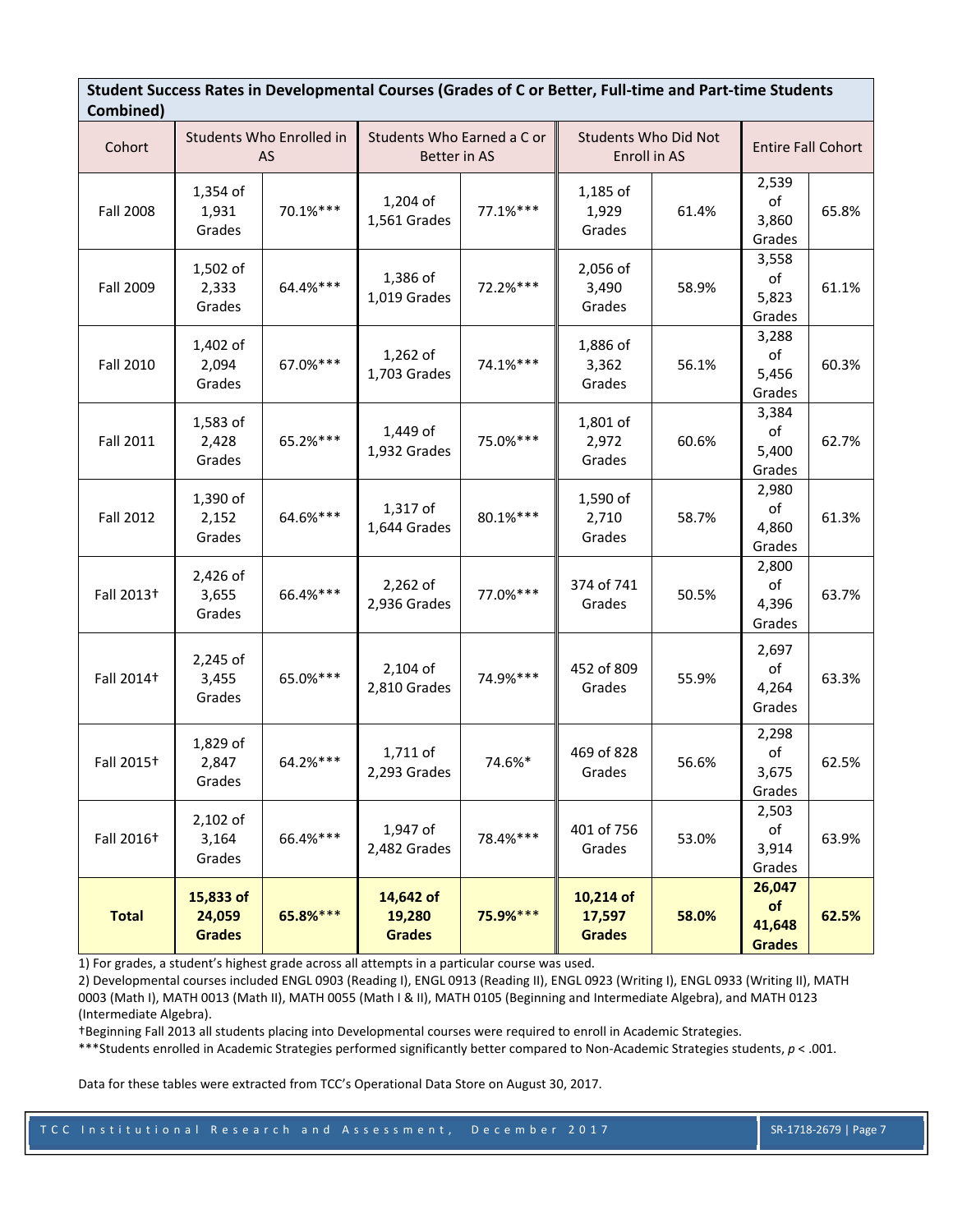**Student Success Rates in Developmental Courses (Grades of C or Better, Full-time and Part-time Students Combined)**

| Cohort | Students Who Enrolled in AS | | Students Who Earned a C or Better in AS | | Students Who Did Not Enroll in AS | | Entire Fall Cohort | |
|---|---|---|---|---|---|---|---|---|
| Fall 2008 | 1,354 of 1,931 Grades | 70.1%*** | 1,204 of 1,561 Grades | 77.1%*** | 1,185 of 1,929 Grades | 61.4% | 2,539 of 3,860 Grades | 65.8% |
| Fall 2009 | 1,502 of 2,333 Grades | 64.4%*** | 1,386 of 1,019 Grades | 72.2%*** | 2,056 of 3,490 Grades | 58.9% | 3,558 of 5,823 Grades | 61.1% |
| Fall 2010 | 1,402 of 2,094 Grades | 67.0%*** | 1,262 of 1,703 Grades | 74.1%*** | 1,886 of 3,362 Grades | 56.1% | 3,288 of 5,456 Grades | 60.3% |
| Fall 2011 | 1,583 of 2,428 Grades | 65.2%*** | 1,449 of 1,932 Grades | 75.0%*** | 1,801 of 2,972 Grades | 60.6% | 3,384 of 5,400 Grades | 62.7% |
| Fall 2012 | 1,390 of 2,152 Grades | 64.6%*** | 1,317 of 1,644 Grades | 80.1%*** | 1,590 of 2,710 Grades | 58.7% | 2,980 of 4,860 Grades | 61.3% |
| Fall 2013† | 2,426 of 3,655 Grades | 66.4%*** | 2,262 of 2,936 Grades | 77.0%*** | 374 of 741 Grades | 50.5% | 2,800 of 4,396 Grades | 63.7% |
| Fall 2014† | 2,245 of 3,455 Grades | 65.0%*** | 2,104 of 2,810 Grades | 74.9%*** | 452 of 809 Grades | 55.9% | 2,697 of 4,264 Grades | 63.3% |
| Fall 2015† | 1,829 of 2,847 Grades | 64.2%*** | 1,711 of 2,293 Grades | 74.6%* | 469 of 828 Grades | 56.6% | 2,298 of 3,675 Grades | 62.5% |
| Fall 2016† | 2,102 of 3,164 Grades | 66.4%*** | 1,947 of 2,482 Grades | 78.4%*** | 401 of 756 Grades | 53.0% | 2,503 of 3,914 Grades | 63.9% |
| **Total** | **15,833 of 24,059 Grades** | **65.8%*** ** | **14,642 of 19,280 Grades** | **75.9%*** ** | **10,214 of 17,597 Grades** | **58.0%** | **26,047 of 41,648 Grades** | **62.5%** |

1) For grades, a student's highest grade across all attempts in a particular course was used.
2) Developmental courses included ENGL 0903 (Reading I), ENGL 0913 (Reading II), ENGL 0923 (Writing I), ENGL 0933 (Writing II), MATH 0003 (Math I), MATH 0013 (Math II), MATH 0055 (Math I & II), MATH 0105 (Beginning and Intermediate Algebra), and MATH 0123 (Intermediate Algebra).
†Beginning Fall 2013 all students placing into Developmental courses were required to enroll in Academic Strategies.
***Students enrolled in Academic Strategies performed significantly better compared to Non-Academic Strategies students, $p < .001$.

Data for these tables were extracted from TCC's Operational Data Store on August 30, 2017.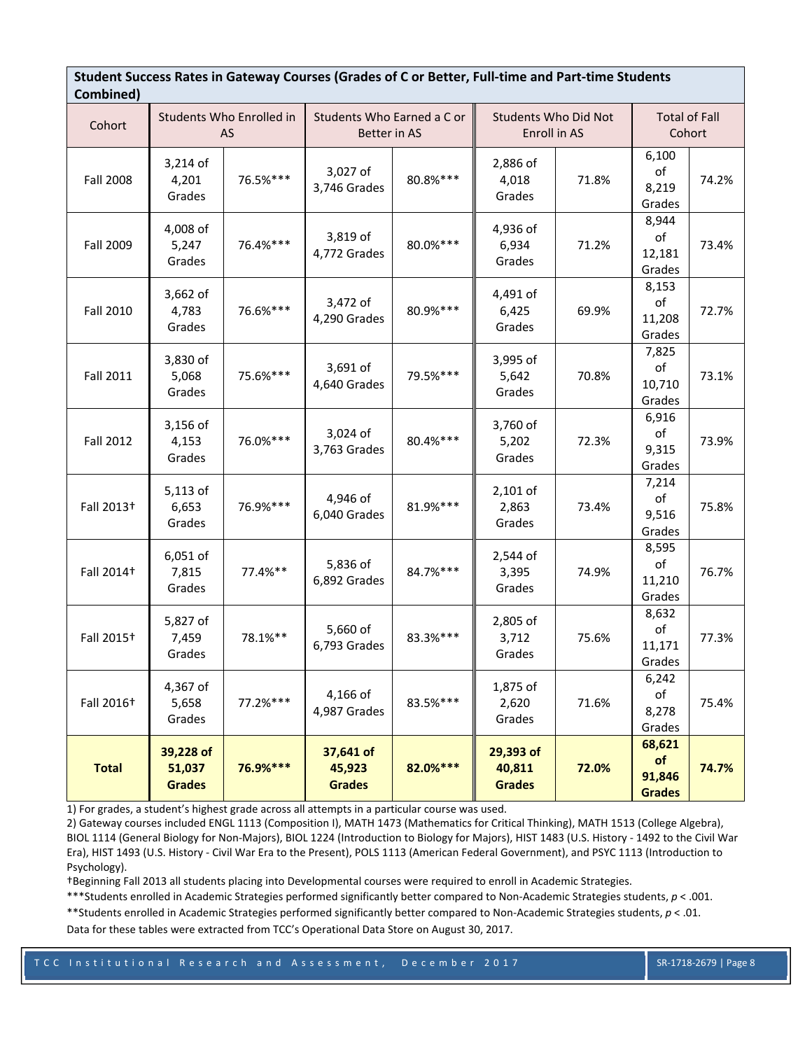| Student Success Rates in Gateway Courses (Grades of C or Better, Full-time and Part-time Students Combined) | | | | | | | | |
|---|---|---|---|---|---|---|---|---|
| Cohort | Students Who Enrolled in AS | | Students Who Earned a C or Better in AS | | Students Who Did Not Enroll in AS | | Total of Fall Cohort | |
| Fall 2008 | 3,214 of 4,201 Grades | 76.5%*** | 3,027 of 3,746 Grades | 80.8%*** | 2,886 of 4,018 Grades | 71.8% | 6,100 of 8,219 Grades | 74.2% |
| Fall 2009 | 4,008 of 5,247 Grades | 76.4%*** | 3,819 of 4,772 Grades | 80.0%*** | 4,936 of 6,934 Grades | 71.2% | 8,944 of 12,181 Grades | 73.4% |
| Fall 2010 | 3,662 of 4,783 Grades | 76.6%*** | 3,472 of 4,290 Grades | 80.9%*** | 4,491 of 6,425 Grades | 69.9% | 8,153 of 11,208 Grades | 72.7% |
| Fall 2011 | 3,830 of 5,068 Grades | 75.6%*** | 3,691 of 4,640 Grades | 79.5%*** | 3,995 of 5,642 Grades | 70.8% | 7,825 of 10,710 Grades | 73.1% |
| Fall 2012 | 3,156 of 4,153 Grades | 76.0%*** | 3,024 of 3,763 Grades | 80.4%*** | 3,760 of 5,202 Grades | 72.3% | 6,916 of 9,315 Grades | 73.9% |
| Fall 2013† | 5,113 of 6,653 Grades | 76.9%*** | 4,946 of 6,040 Grades | 81.9%*** | 2,101 of 2,863 Grades | 73.4% | 7,214 of 9,516 Grades | 75.8% |
| Fall 2014† | 6,051 of 7,815 Grades | 77.4%** | 5,836 of 6,892 Grades | 84.7%*** | 2,544 of 3,395 Grades | 74.9% | 8,595 of 11,210 Grades | 76.7% |
| Fall 2015† | 5,827 of 7,459 Grades | 78.1%** | 5,660 of 6,793 Grades | 83.3%*** | 2,805 of 3,712 Grades | 75.6% | 8,632 of 11,171 Grades | 77.3% |
| Fall 2016† | 4,367 of 5,658 Grades | 77.2%*** | 4,166 of 4,987 Grades | 83.5%*** | 1,875 of 2,620 Grades | 71.6% | 6,242 of 8,278 Grades | 75.4% |
| **Total** | **39,228 of 51,037 Grades** | **76.9%*** ** | **37,641 of 45,923 Grades** | **82.0%*** ** | **29,393 of 40,811 Grades** | **72.0%** | **68,621 of 91,846 Grades** | **74.7%** |

1) For grades, a student's highest grade across all attempts in a particular course was used.

2) Gateway courses included ENGL 1113 (Composition I), MATH 1473 (Mathematics for Critical Thinking), MATH 1513 (College Algebra), BIOL 1114 (General Biology for Non-Majors), BIOL 1224 (Introduction to Biology for Majors), HIST 1483 (U.S. History - 1492 to the Civil War Era), HIST 1493 (U.S. History - Civil War Era to the Present), POLS 1113 (American Federal Government), and PSYC 1113 (Introduction to Psychology).

†Beginning Fall 2013 all students placing into Developmental courses were required to enroll in Academic Strategies.

***Students enrolled in Academic Strategies performed significantly better compared to Non-Academic Strategies students, $p < .001$.

**Students enrolled in Academic Strategies performed significantly better compared to Non-Academic Strategies students, $p < .01$.

Data for these tables were extracted from TCC's Operational Data Store on August 30, 2017.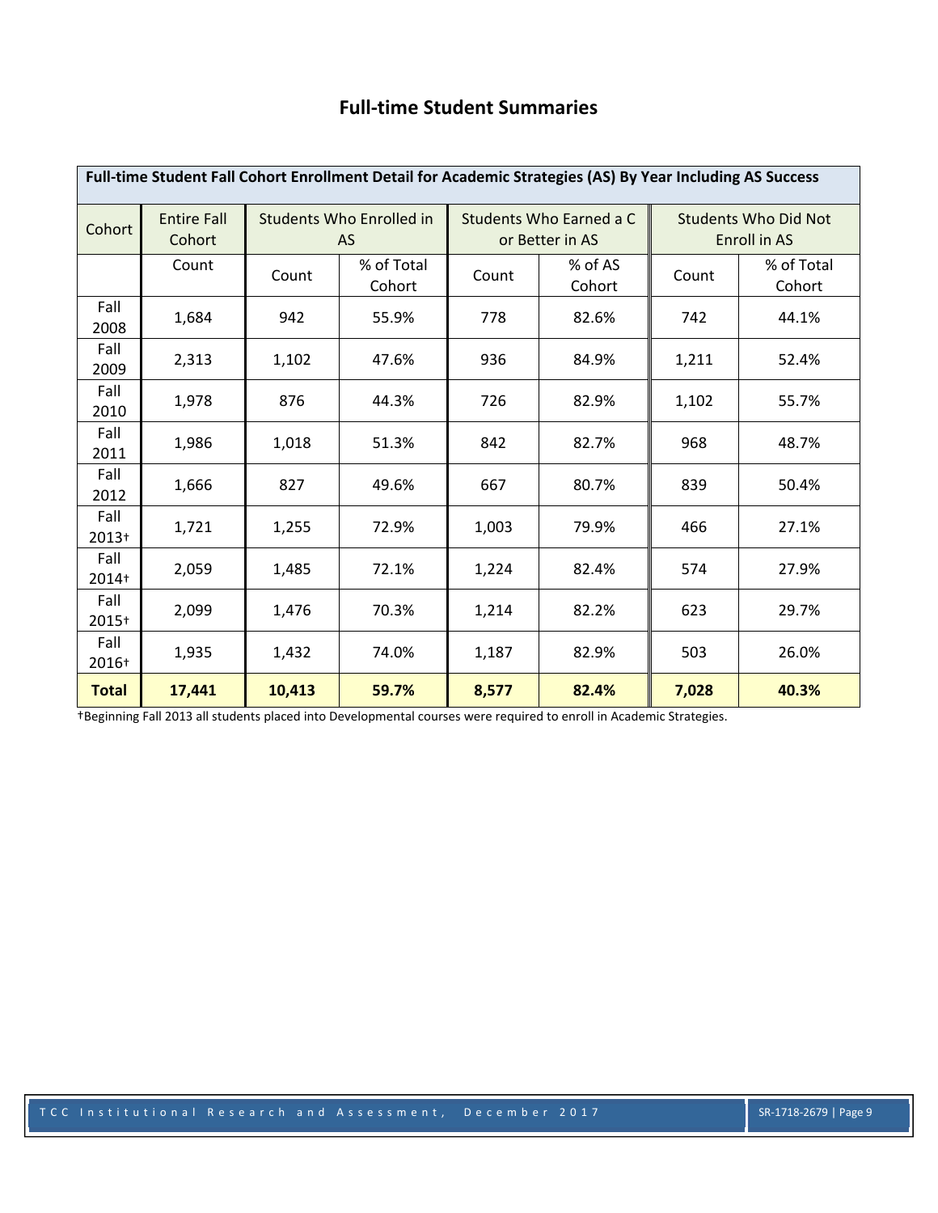## Full-time Student Summaries

| Full-time Student Fall Cohort Enrollment Detail for Academic Strategies (AS) By Year Including AS Success | | | | | | | |
|---|---|---|---|---|---|---|---|
| Cohort | Entire Fall Cohort | Students Who Enrolled in AS | | Students Who Earned a C or Better in AS | | Students Who Did Not Enroll in AS | |
| | Count | Count | % of Total Cohort | Count | % of AS Cohort | Count | % of Total Cohort |
| Fall 2008 | 1,684 | 942 | 55.9% | 778 | 82.6% | 742 | 44.1% |
| Fall 2009 | 2,313 | 1,102 | 47.6% | 936 | 84.9% | 1,211 | 52.4% |
| Fall 2010 | 1,978 | 876 | 44.3% | 726 | 82.9% | 1,102 | 55.7% |
| Fall 2011 | 1,986 | 1,018 | 51.3% | 842 | 82.7% | 968 | 48.7% |
| Fall 2012 | 1,666 | 827 | 49.6% | 667 | 80.7% | 839 | 50.4% |
| Fall 2013† | 1,721 | 1,255 | 72.9% | 1,003 | 79.9% | 466 | 27.1% |
| Fall 2014† | 2,059 | 1,485 | 72.1% | 1,224 | 82.4% | 574 | 27.9% |
| Fall 2015† | 2,099 | 1,476 | 70.3% | 1,214 | 82.2% | 623 | 29.7% |
| Fall 2016† | 1,935 | 1,432 | 74.0% | 1,187 | 82.9% | 503 | 26.0% |
| **Total** | **17,441** | **10,413** | **59.7%** | **8,577** | **82.4%** | **7,028** | **40.3%** |

†Beginning Fall 2013 all students placed into Developmental courses were required to enroll in Academic Strategies.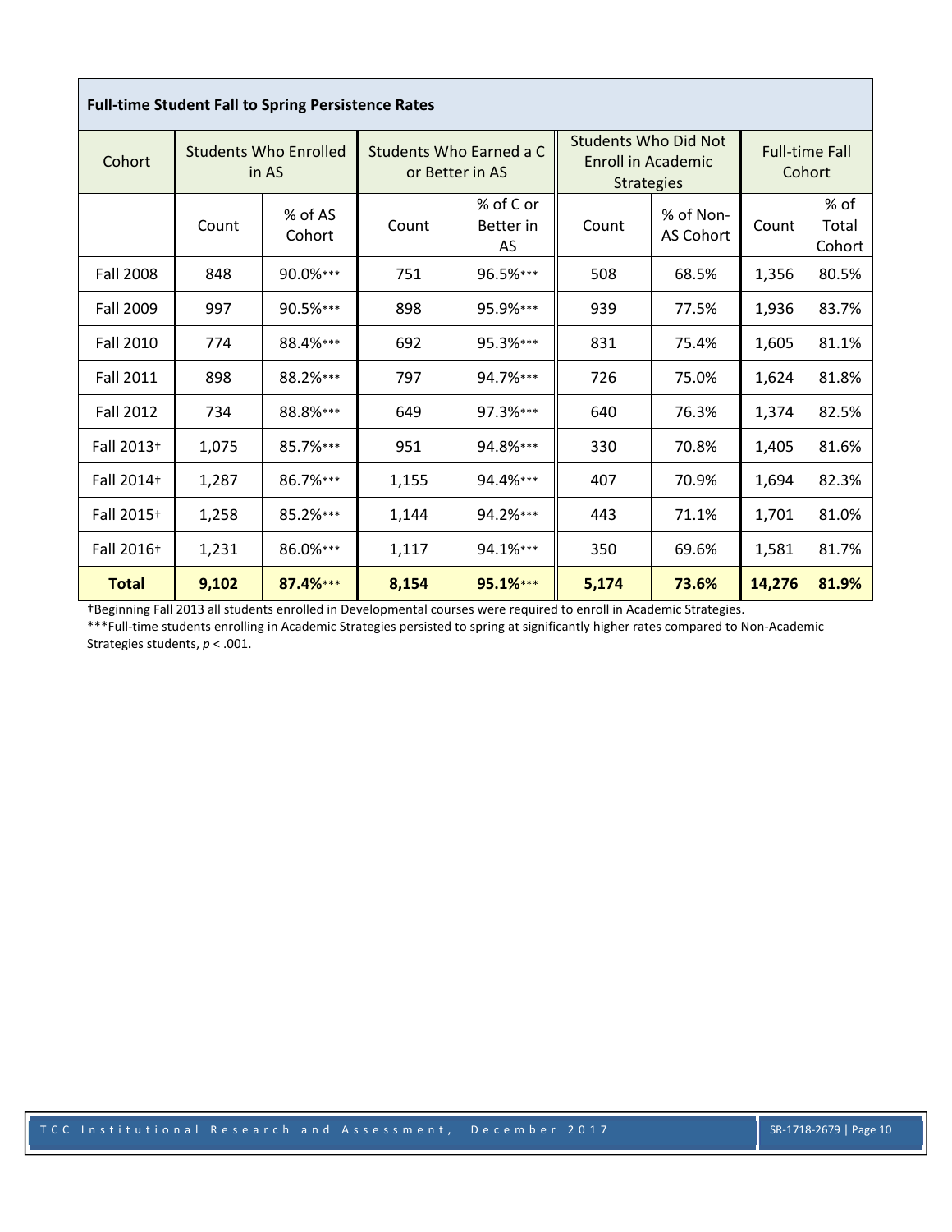| Full-time Student Fall to Spring Persistence Rates | | | | | | | | |
|---|---|---|---|---|---|---|---|---|
| Cohort | Students Who Enrolled in AS | | Students Who Earned a C or Better in AS | | Students Who Did Not Enroll in Academic Strategies | | Full-time Fall Cohort | |
| | Count | % of AS Cohort | Count | % of C or Better in AS | Count | % of Non-AS Cohort | Count | % of Total Cohort |
| Fall 2008 | 848 | 90.0%*** | 751 | 96.5%*** | 508 | 68.5% | 1,356 | 80.5% |
| Fall 2009 | 997 | 90.5%*** | 898 | 95.9%*** | 939 | 77.5% | 1,936 | 83.7% |
| Fall 2010 | 774 | 88.4%*** | 692 | 95.3%*** | 831 | 75.4% | 1,605 | 81.1% |
| Fall 2011 | 898 | 88.2%*** | 797 | 94.7%*** | 726 | 75.0% | 1,624 | 81.8% |
| Fall 2012 | 734 | 88.8%*** | 649 | 97.3%*** | 640 | 76.3% | 1,374 | 82.5% |
| Fall 2013† | 1,075 | 85.7%*** | 951 | 94.8%*** | 330 | 70.8% | 1,405 | 81.6% |
| Fall 2014† | 1,287 | 86.7%*** | 1,155 | 94.4%*** | 407 | 70.9% | 1,694 | 82.3% |
| Fall 2015† | 1,258 | 85.2%*** | 1,144 | 94.2%*** | 443 | 71.1% | 1,701 | 81.0% |
| Fall 2016† | 1,231 | 86.0%*** | 1,117 | 94.1%*** | 350 | 69.6% | 1,581 | 81.7% |
| **Total** | **9,102** | **87.4%*** | **8,154** | **95.1%*** | **5,174** | **73.6%** | **14,276** | **81.9%** |

†Beginning Fall 2013 all students enrolled in Developmental courses were required to enroll in Academic Strategies.

***Full-time students enrolling in Academic Strategies persisted to spring at significantly higher rates compared to Non-Academic Strategies students, $p < .001$.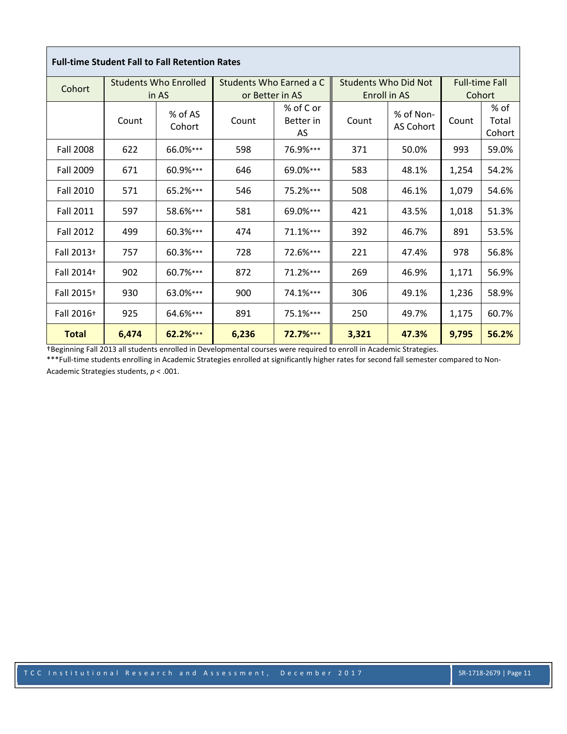| Full-time Student Fall to Fall Retention Rates | | | | | | | | |
|---|---|---|---|---|---|---|---|---|
| Cohort | Students Who Enrolled in AS | | Students Who Earned a C or Better in AS | | Students Who Did Not Enroll in AS | | Full-time Fall Cohort | |
| | Count | % of AS Cohort | Count | % of C or Better in AS | Count | % of Non-AS Cohort | Count | % of Total Cohort |
| Fall 2008 | 622 | 66.0%*** | 598 | 76.9%*** | 371 | 50.0% | 993 | 59.0% |
| Fall 2009 | 671 | 60.9%*** | 646 | 69.0%*** | 583 | 48.1% | 1,254 | 54.2% |
| Fall 2010 | 571 | 65.2%*** | 546 | 75.2%*** | 508 | 46.1% | 1,079 | 54.6% |
| Fall 2011 | 597 | 58.6%*** | 581 | 69.0%*** | 421 | 43.5% | 1,018 | 51.3% |
| Fall 2012 | 499 | 60.3%*** | 474 | 71.1%*** | 392 | 46.7% | 891 | 53.5% |
| Fall 2013† | 757 | 60.3%*** | 728 | 72.6%*** | 221 | 47.4% | 978 | 56.8% |
| Fall 2014† | 902 | 60.7%*** | 872 | 71.2%*** | 269 | 46.9% | 1,171 | 56.9% |
| Fall 2015† | 930 | 63.0%*** | 900 | 74.1%*** | 306 | 49.1% | 1,236 | 58.9% |
| Fall 2016† | 925 | 64.6%*** | 891 | 75.1%*** | 250 | 49.7% | 1,175 | 60.7% |
| **Total** | **6,474** | **62.2%**\*\*\* | **6,236** | **72.7%**\*\*\* | **3,321** | **47.3%** | **9,795** | **56.2%** |

†Beginning Fall 2013 all students enrolled in Developmental courses were required to enroll in Academic Strategies.

***Full-time students enrolling in Academic Strategies enrolled at significantly higher rates for second fall semester compared to Non-Academic Strategies students, $p < .001$.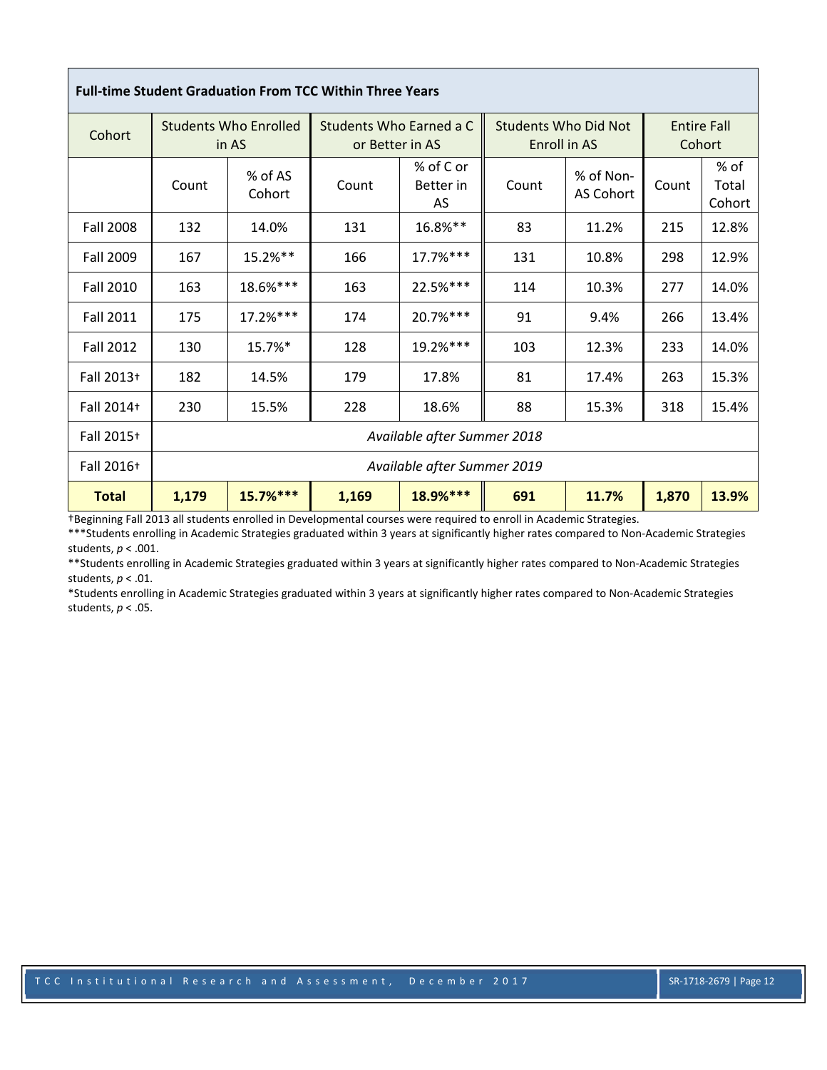**Full-time Student Graduation From TCC Within Three Years**

| Cohort | Students Who Enrolled in AS | | Students Who Earned a C or Better in AS | | Students Who Did Not Enroll in AS | | Entire Fall Cohort | |
|---|---|---|---|---|---|---|---|---|
| | Count | % of AS Cohort | Count | % of C or Better in AS | Count | % of Non-AS Cohort | Count | % of Total Cohort |
| Fall 2008 | 132 | 14.0% | 131 | 16.8%** | 83 | 11.2% | 215 | 12.8% |
| Fall 2009 | 167 | 15.2%** | 166 | 17.7%*** | 131 | 10.8% | 298 | 12.9% |
| Fall 2010 | 163 | 18.6%*** | 163 | 22.5%*** | 114 | 10.3% | 277 | 14.0% |
| Fall 2011 | 175 | 17.2%*** | 174 | 20.7%*** | 91 | 9.4% | 266 | 13.4% |
| Fall 2012 | 130 | 15.7%* | 128 | 19.2%*** | 103 | 12.3% | 233 | 14.0% |
| Fall 2013† | 182 | 14.5% | 179 | 17.8% | 81 | 17.4% | 263 | 15.3% |
| Fall 2014† | 230 | 15.5% | 228 | 18.6% | 88 | 15.3% | 318 | 15.4% |
| Fall 2015† | *Available after Summer 2018* | | | | | | | |
| Fall 2016† | *Available after Summer 2019* | | | | | | | |
| **Total** | **1,179** | **15.7%*** ** | **1,169** | **18.9%*** ** | **691** | **11.7%** | **1,870** | **13.9%** |

†Beginning Fall 2013 all students enrolled in Developmental courses were required to enroll in Academic Strategies.

***Students enrolling in Academic Strategies graduated within 3 years at significantly higher rates compared to Non-Academic Strategies students, $p < .001$.

**Students enrolling in Academic Strategies graduated within 3 years at significantly higher rates compared to Non-Academic Strategies students, $p < .01$.

*Students enrolling in Academic Strategies graduated within 3 years at significantly higher rates compared to Non-Academic Strategies students, $p < .05$.